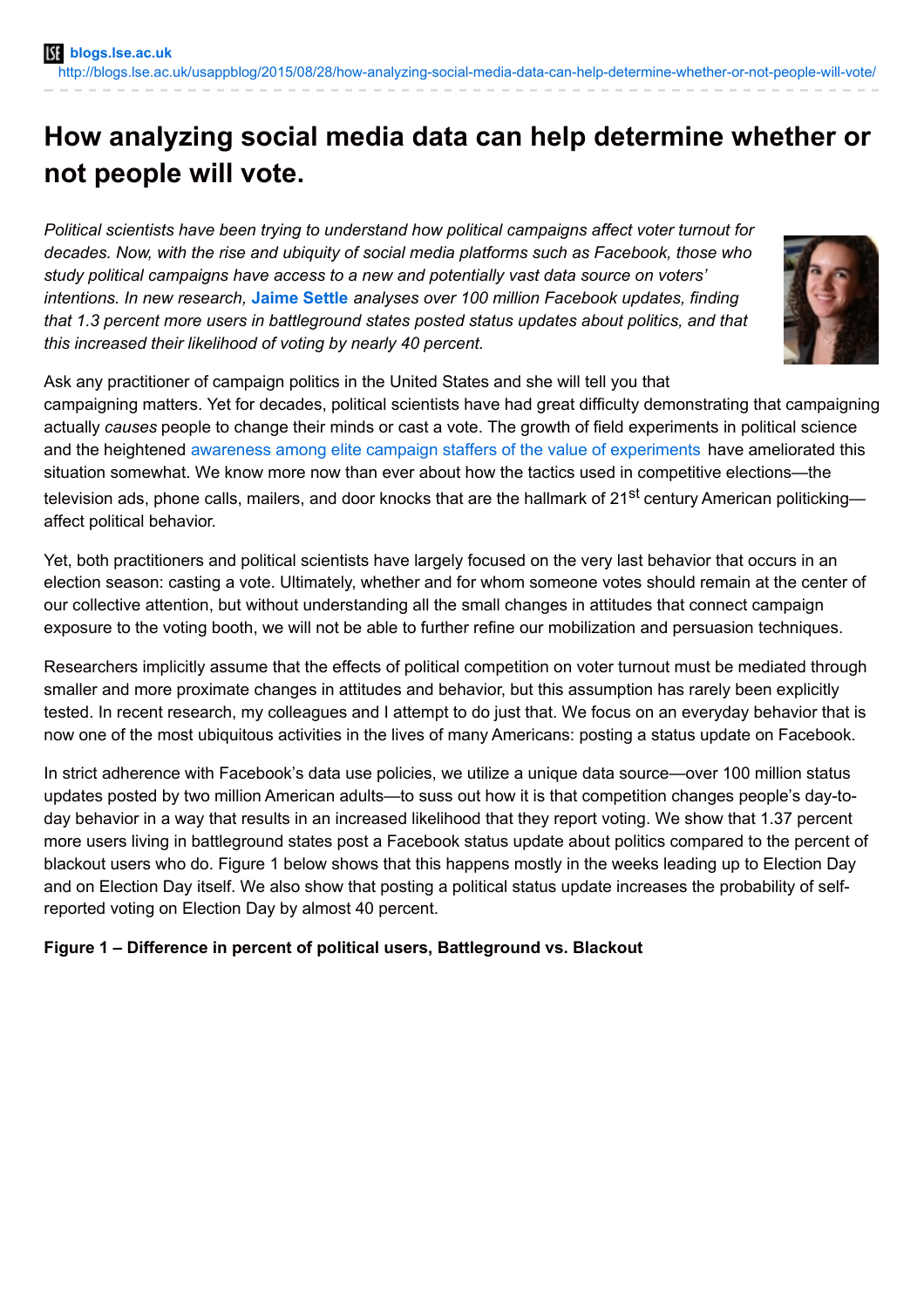# How analyzing social media data can help determine whether or not people will vote.

*Political scientists have been trying to understand how political campaigns affect voter turnout for decades. Now, with the rise and ubiquity of social media platforms such as Facebook, those who study political campaigns have access to a new and potentially vast data source on voters' intentions. In new research,* **Jaime Settle** *analyses over 100 million Facebook updates, finding that 1.3 percent more users in battleground states posted status updates about politics, and that this increased their likelihood of voting by nearly 40 percent.*

Ask any practitioner of campaign politics in the United States and she will tell you that campaigning matters. Yet for decades, political scientists have had great difficulty demonstrating that campaigning actually *causes* people to change their minds or cast a vote. The growth of field experiments in political science and the heightened awareness among elite campaign staffers of the value of experiments have ameliorated this situation somewhat. We know more now than ever about how the tactics used in competitive elections—the television ads, phone calls, mailers, and door knocks that are the hallmark of 21st century American politicking—affect political behavior.

Yet, both practitioners and political scientists have largely focused on the very last behavior that occurs in an election season: casting a vote. Ultimately, whether and for whom someone votes should remain at the center of our collective attention, but without understanding all the small changes in attitudes that connect campaign exposure to the voting booth, we will not be able to further refine our mobilization and persuasion techniques.

Researchers implicitly assume that the effects of political competition on voter turnout must be mediated through smaller and more proximate changes in attitudes and behavior, but this assumption has rarely been explicitly tested. In recent research, my colleagues and I attempt to do just that. We focus on an everyday behavior that is now one of the most ubiquitous activities in the lives of many Americans: posting a status update on Facebook.

In strict adherence with Facebook's data use policies, we utilize a unique data source—over 100 million status updates posted by two million American adults—to suss out how it is that competition changes people's day-to-day behavior in a way that results in an increased likelihood that they report voting. We show that 1.37 percent more users living in battleground states post a Facebook status update about politics compared to the percent of blackout users who do. Figure 1 below shows that this happens mostly in the weeks leading up to Election Day and on Election Day itself. We also show that posting a political status update increases the probability of self-reported voting on Election Day by almost 40 percent.

**Figure 1 – Difference in percent of political users, Battleground vs. Blackout**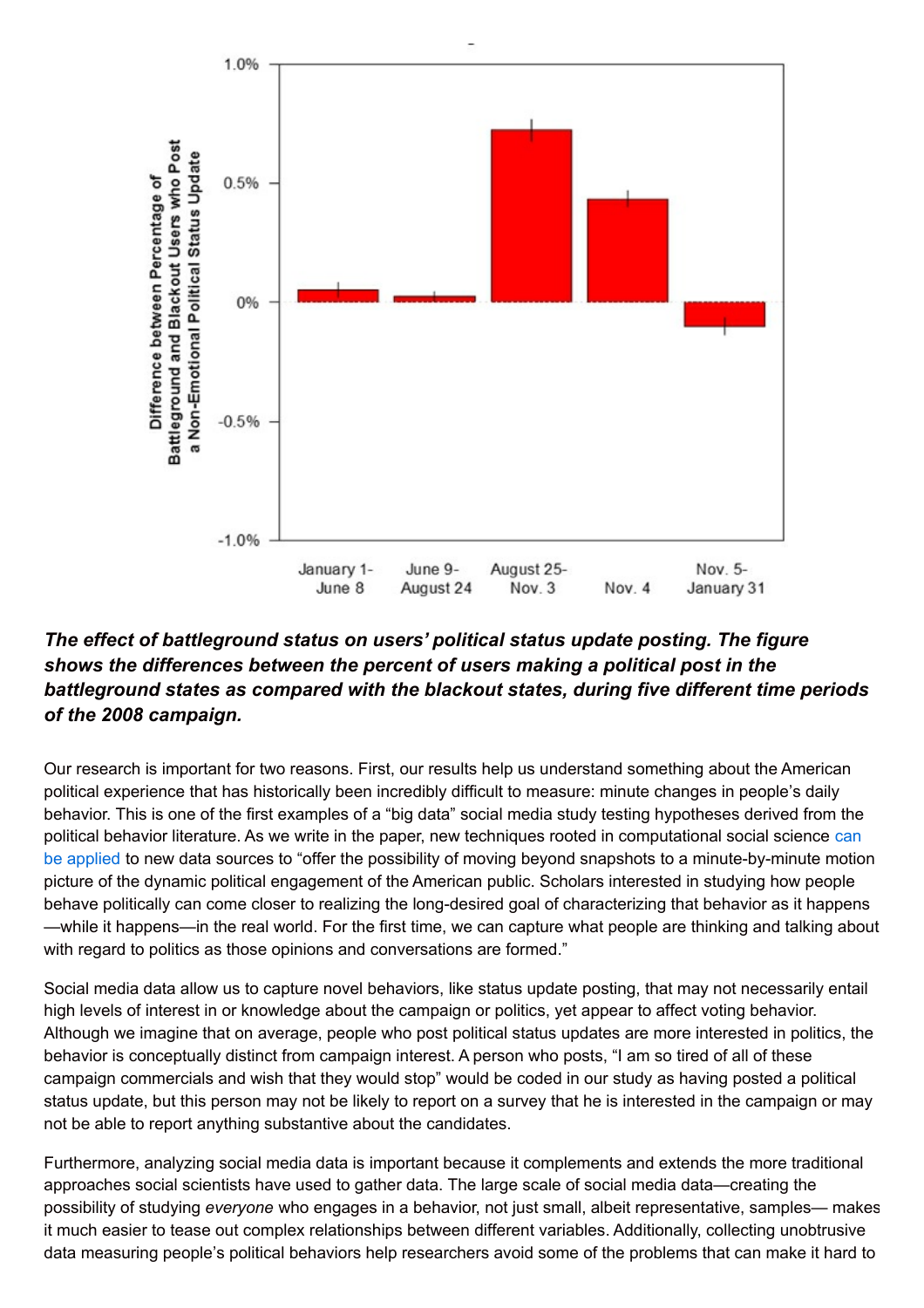*The effect of battleground status on users' political status update posting. The figure shows the differences between the percent of users making a political post in the battleground states as compared with the blackout states, during five different time periods of the 2008 campaign.*

Our research is important for two reasons. First, our results help us understand something about the American political experience that has historically been incredibly difficult to measure: minute changes in people's daily behavior. This is one of the first examples of a "big data" social media study testing hypotheses derived from the political behavior literature. As we write in the paper, new techniques rooted in computational social science can be applied to new data sources to "offer the possibility of moving beyond snapshots to a minute-by-minute motion picture of the dynamic political engagement of the American public. Scholars interested in studying how people behave politically can come closer to realizing the long-desired goal of characterizing that behavior as it happens—while it happens—in the real world. For the first time, we can capture what people are thinking and talking about with regard to politics as those opinions and conversations are formed."

Social media data allow us to capture novel behaviors, like status update posting, that may not necessarily entail high levels of interest in or knowledge about the campaign or politics, yet appear to affect voting behavior. Although we imagine that on average, people who post political status updates are more interested in politics, the behavior is conceptually distinct from campaign interest. A person who posts, "I am so tired of all of these campaign commercials and wish that they would stop" would be coded in our study as having posted a political status update, but this person may not be likely to report on a survey that he is interested in the campaign or may not be able to report anything substantive about the candidates.

Furthermore, analyzing social media data is important because it complements and extends the more traditional approaches social scientists have used to gather data. The large scale of social media data—creating the possibility of studying *everyone* who engages in a behavior, not just small, albeit representative, samples— makes it much easier to tease out complex relationships between different variables. Additionally, collecting unobtrusive data measuring people's political behaviors help researchers avoid some of the problems that can make it hard to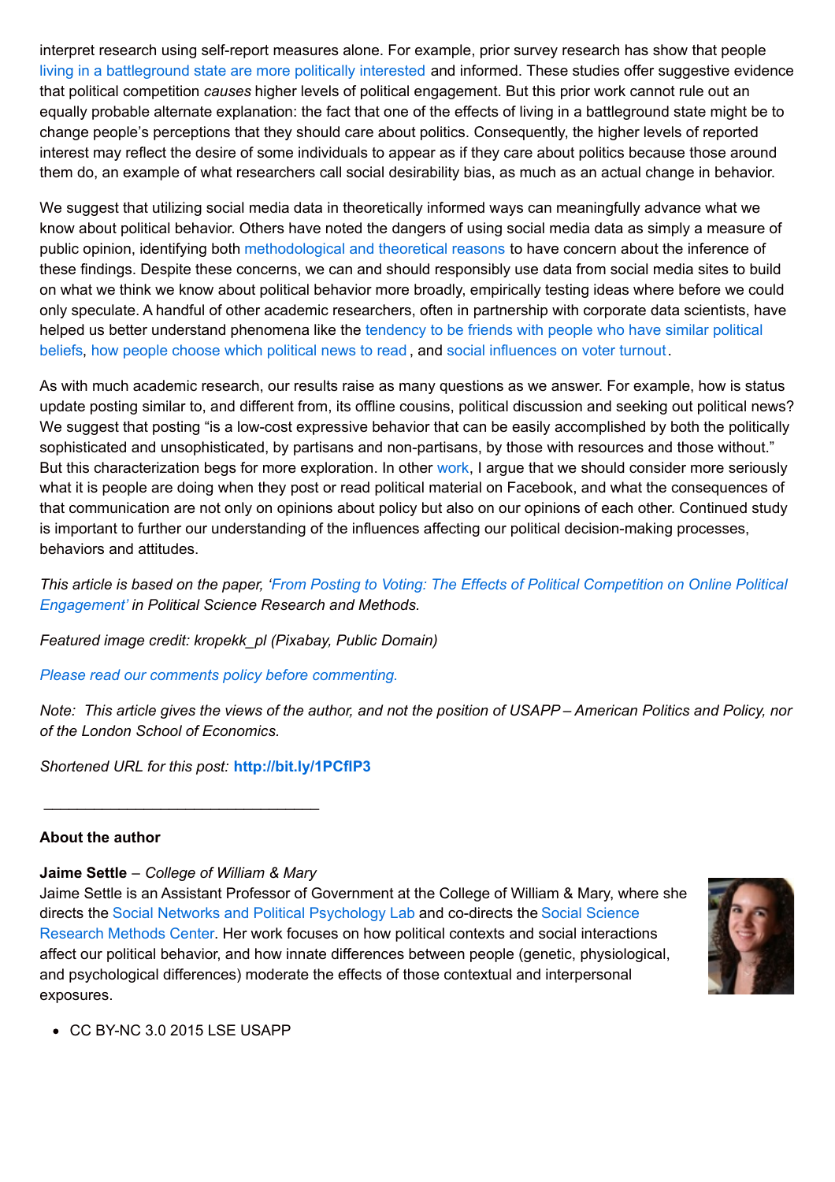interpret research using self-report measures alone. For example, prior survey research has show that people living in a battleground state are more politically interested and informed. These studies offer suggestive evidence that political competition *causes* higher levels of political engagement. But this prior work cannot rule out an equally probable alternate explanation: the fact that one of the effects of living in a battleground state might be to change people's perceptions that they should care about politics. Consequently, the higher levels of reported interest may reflect the desire of some individuals to appear as if they care about politics because those around them do, an example of what researchers call social desirability bias, as much as an actual change in behavior.

We suggest that utilizing social media data in theoretically informed ways can meaningfully advance what we know about political behavior. Others have noted the dangers of using social media data as simply a measure of public opinion, identifying both methodological and theoretical reasons to have concern about the inference of these findings. Despite these concerns, we can and should responsibly use data from social media sites to build on what we think we know about political behavior more broadly, empirically testing ideas where before we could only speculate. A handful of other academic researchers, often in partnership with corporate data scientists, have helped us better understand phenomena like the tendency to be friends with people who have similar political beliefs, how people choose which political news to read, and social influences on voter turnout.

As with much academic research, our results raise as many questions as we answer. For example, how is status update posting similar to, and different from, its offline cousins, political discussion and seeking out political news? We suggest that posting "is a low-cost expressive behavior that can be easily accomplished by both the politically sophisticated and unsophisticated, by partisans and non-partisans, by those with resources and those without." But this characterization begs for more exploration. In other work, I argue that we should consider more seriously what it is people are doing when they post or read political material on Facebook, and what the consequences of that communication are not only on opinions about policy but also on our opinions of each other. Continued study is important to further our understanding of the influences affecting our political decision-making processes, behaviors and attitudes.

*This article is based on the paper, 'From Posting to Voting: The Effects of Political Competition on Online Political Engagement' in Political Science Research and Methods.*

*Featured image credit: kropekk_pl (Pixabay, Public Domain)*

*Please read our comments policy before commenting.*

*Note: This article gives the views of the author, and not the position of USAPP – American Politics and Policy, nor of the London School of Economics.*

*Shortened URL for this post:* **http://bit.ly/1PCflP3**

---

**About the author**

**Jaime Settle** – *College of William & Mary*
Jaime Settle is an Assistant Professor of Government at the College of William & Mary, where she directs the Social Networks and Political Psychology Lab and co-directs the Social Science Research Methods Center. Her work focuses on how political contexts and social interactions affect our political behavior, and how innate differences between people (genetic, physiological, and psychological differences) moderate the effects of those contextual and interpersonal exposures.

- CC BY-NC 3.0 2015 LSE USAPP